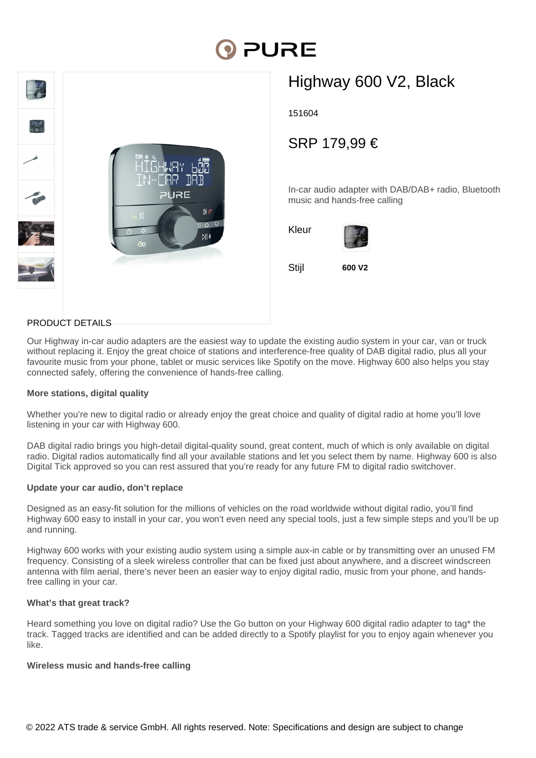# Highway 600 V2, Black

151604

SRP 179,99 €

In-car audio adapter with DAB/DAB+ radio, Bluetooth music and hands-free calling

Kleur

Stijl **600 V2**

## PRODUCT DETAILS

Our Highway in-car audio adapters are the easiest way to update the existing audio system in your car, van or truck without replacing it. Enjoy the great choice of stations and interference-free quality of DAB digital radio, plus all your favourite music from your phone, tablet or music services like Spotify on the move. Highway 600 also helps you stay connected safely, offering the convenience of hands-free calling.

**More stations, digital quality**

Whether you're new to digital radio or already enjoy the great choice and quality of digital radio at home you'll love listening in your car with Highway 600.

DAB digital radio brings you high-detail digital-quality sound, great content, much of which is only available on digital radio. Digital radios automatically find all your available stations and let you select them by name. Highway 600 is also Digital Tick approved so you can rest assured that you're ready for any future FM to digital radio switchover.

**Update your car audio, don't replace**

Designed as an easy-fit solution for the millions of vehicles on the road worldwide without digital radio, you'll find Highway 600 easy to install in your car, you won't even need any special tools, just a few simple steps and you'll be up and running.

Highway 600 works with your existing audio system using a simple aux-in cable or by transmitting over an unused FM frequency. Consisting of a sleek wireless controller that can be fixed just about anywhere, and a discreet windscreen antenna with film aerial, there's never been an easier way to enjoy digital radio, music from your phone, and hands-free calling in your car.

**What's that great track?**

Heard something you love on digital radio? Use the Go button on your Highway 600 digital radio adapter to tag* the track. Tagged tracks are identified and can be added directly to a Spotify playlist for you to enjoy again whenever you like.

**Wireless music and hands-free calling**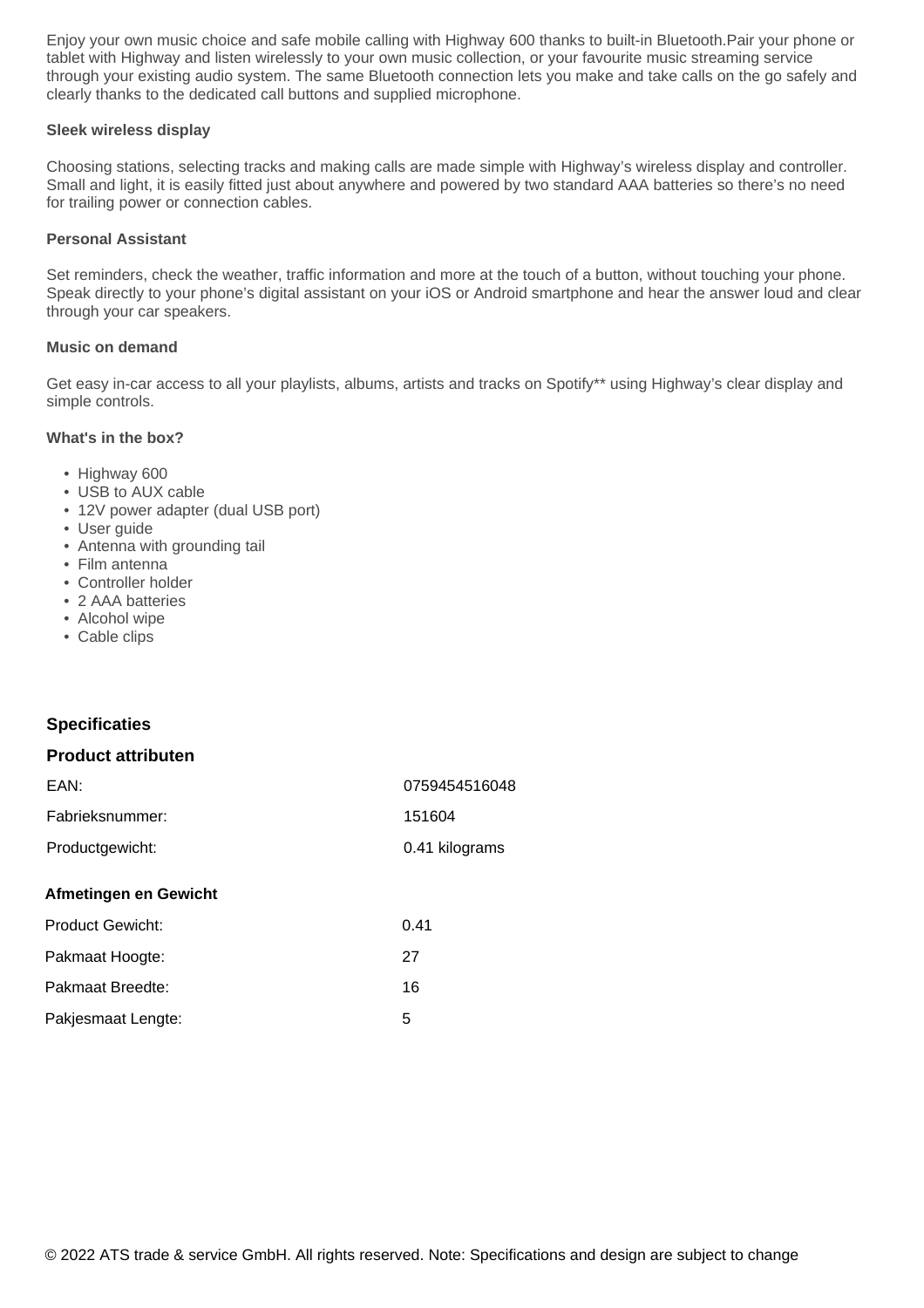Enjoy your own music choice and safe mobile calling with Highway 600 thanks to built-in Bluetooth.Pair your phone or tablet with Highway and listen wirelessly to your own music collection, or your favourite music streaming service through your existing audio system. The same Bluetooth connection lets you make and take calls on the go safely and clearly thanks to the dedicated call buttons and supplied microphone.

**Sleek wireless display**

Choosing stations, selecting tracks and making calls are made simple with Highway's wireless display and controller. Small and light, it is easily fitted just about anywhere and powered by two standard AAA batteries so there's no need for trailing power or connection cables.

**Personal Assistant**

Set reminders, check the weather, traffic information and more at the touch of a button, without touching your phone. Speak directly to your phone's digital assistant on your iOS or Android smartphone and hear the answer loud and clear through your car speakers.

**Music on demand**

Get easy in-car access to all your playlists, albums, artists and tracks on Spotify** using Highway's clear display and simple controls.

**What's in the box?**

- Highway 600
- USB to AUX cable
- 12V power adapter (dual USB port)
- User guide
- Antenna with grounding tail
- Film antenna
- Controller holder
- 2 AAA batteries
- Alcohol wipe
- Cable clips

## Specificaties

### Product attributen

| | |
|---|---|
| EAN: | 0759454516048 |
| Fabrieksnummer: | 151604 |
| Productgewicht: | 0.41 kilograms |

### Afmetingen en Gewicht

| | |
|---|---|
| Product Gewicht: | 0.41 |
| Pakmaat Hoogte: | 27 |
| Pakmaat Breedte: | 16 |
| Pakjesmaat Lengte: | 5 |

© 2022 ATS trade & service GmbH. All rights reserved. Note: Specifications and design are subject to change